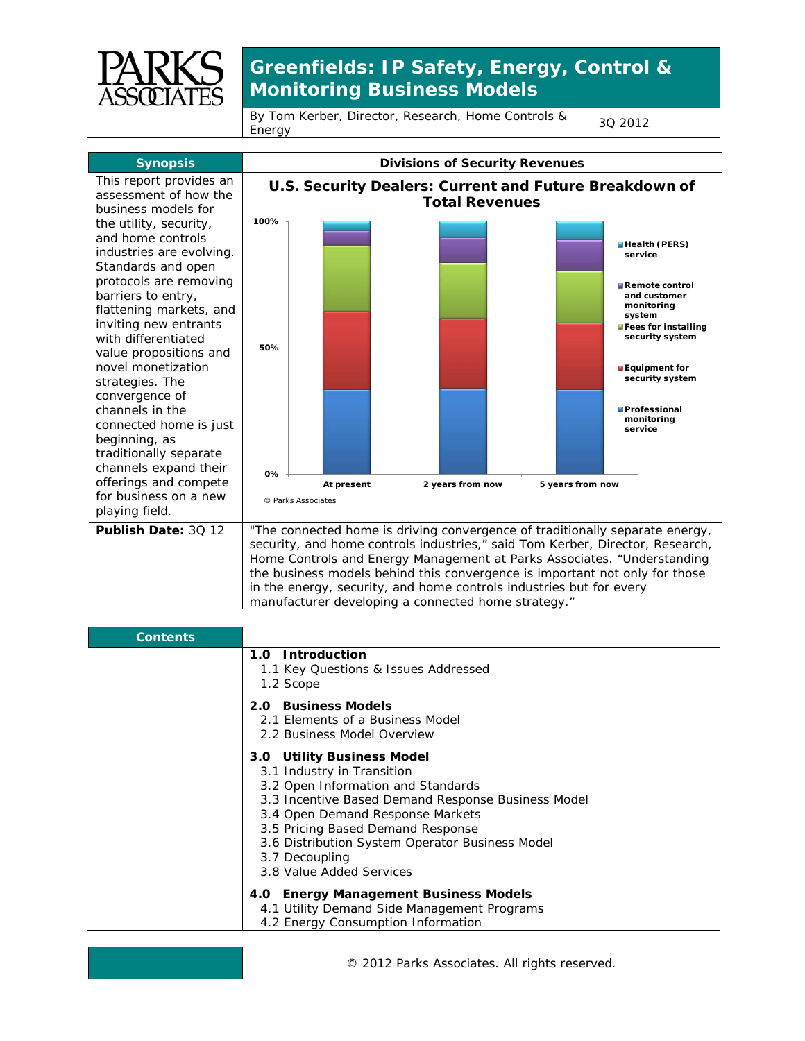# Greenfields: IP Safety, Energy, Control & Monitoring Business Models

By Tom Kerber, Director, Research, Home Controls & Energy

3Q 2012

## Synopsis

This report provides an assessment of how the business models for the utility, security, and home controls industries are evolving. Standards and open protocols are removing barriers to entry, flattening markets, and inviting new entrants with differentiated value propositions and novel monetization strategies. The convergence of channels in the connected home is just beginning, as traditionally separate channels expand their offerings and compete for business on a new playing field.

**Publish Date:** 3Q 12

## Divisions of Security Revenues

**U.S. Security Dealers: Current and Future Breakdown of Total Revenues**

- Health (PERS) service
- Remote control and customer monitoring system
- Fees for installing security system
- Equipment for security system
- Professional monitoring service

At present | 2 years from now | 5 years from now

© Parks Associates

"The connected home is driving convergence of traditionally separate energy, security, and home controls industries," said Tom Kerber, Director, Research, Home Controls and Energy Management at Parks Associates. "Understanding the business models behind this convergence is important not only for those in the energy, security, and home controls industries but for every manufacturer developing a connected home strategy."

## Contents

**1.0 Introduction**
- 1.1 Key Questions & Issues Addressed
- 1.2 Scope

**2.0 Business Models**
- 2.1 Elements of a Business Model
- 2.2 Business Model Overview

**3.0 Utility Business Model**
- 3.1 Industry in Transition
- 3.2 Open Information and Standards
- 3.3 Incentive Based Demand Response Business Model
- 3.4 Open Demand Response Markets
- 3.5 Pricing Based Demand Response
- 3.6 Distribution System Operator Business Model
- 3.7 Decoupling
- 3.8 Value Added Services

**4.0 Energy Management Business Models**
- 4.1 Utility Demand Side Management Programs
- 4.2 Energy Consumption Information

© 2012 Parks Associates. All rights reserved.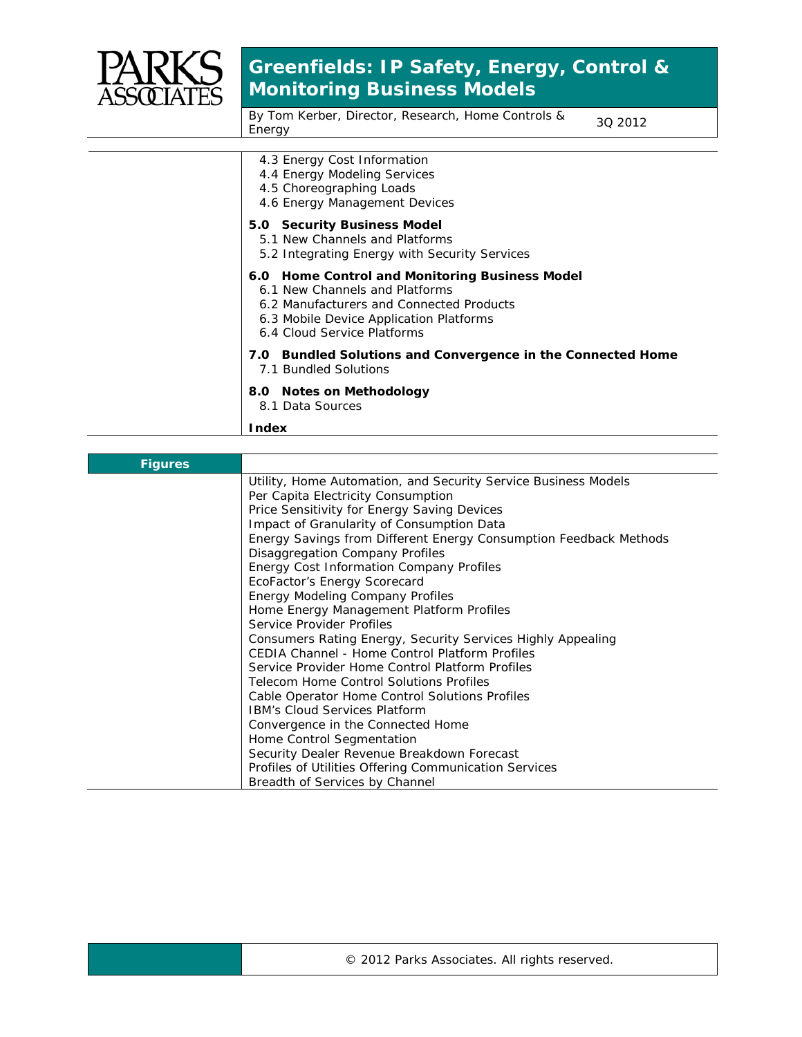4.3 Energy Cost Information
4.4 Energy Modeling Services
4.5 Choreographing Loads
4.6 Energy Management Devices

**5.0 Security Business Model**
5.1 New Channels and Platforms
5.2 Integrating Energy with Security Services

**6.0 Home Control and Monitoring Business Model**
6.1 New Channels and Platforms
6.2 Manufacturers and Connected Products
6.3 Mobile Device Application Platforms
6.4 Cloud Service Platforms

**7.0 Bundled Solutions and Convergence in the Connected Home**
7.1 Bundled Solutions

**8.0 Notes on Methodology**
8.1 Data Sources

**Index**

## Figures

Utility, Home Automation, and Security Service Business Models
Per Capita Electricity Consumption
Price Sensitivity for Energy Saving Devices
Impact of Granularity of Consumption Data
Energy Savings from Different Energy Consumption Feedback Methods
Disaggregation Company Profiles
Energy Cost Information Company Profiles
EcoFactor's Energy Scorecard
Energy Modeling Company Profiles
Home Energy Management Platform Profiles
Service Provider Profiles
Consumers Rating Energy, Security Services Highly Appealing
CEDIA Channel - Home Control Platform Profiles
Service Provider Home Control Platform Profiles
Telecom Home Control Solutions Profiles
Cable Operator Home Control Solutions Profiles
IBM's Cloud Services Platform
Convergence in the Connected Home
Home Control Segmentation
Security Dealer Revenue Breakdown Forecast
Profiles of Utilities Offering Communication Services
Breadth of Services by Channel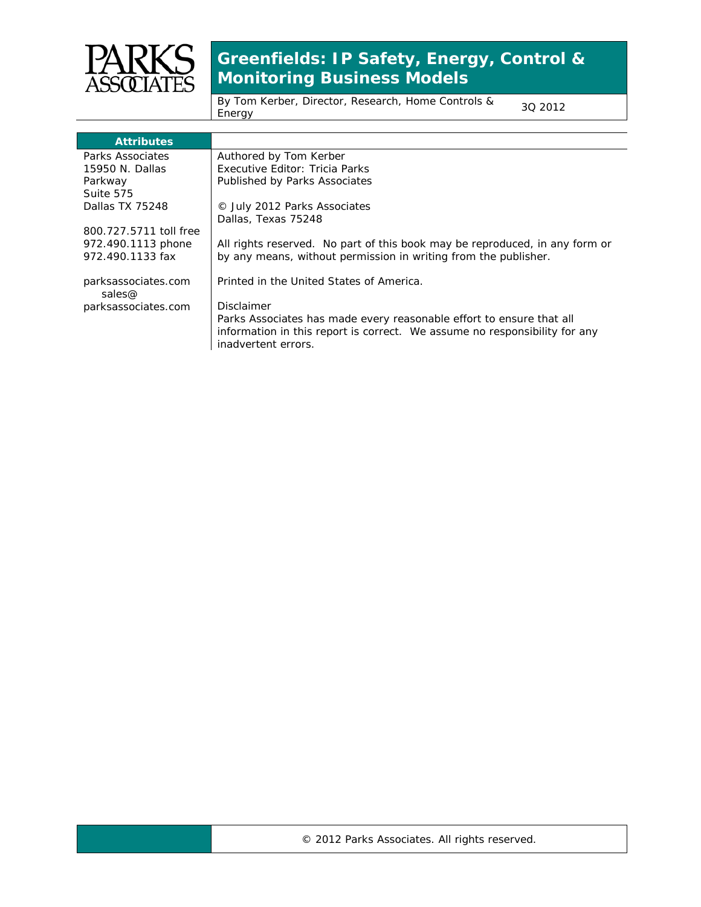# Greenfields: IP Safety, Energy, Control & Monitoring Business Models

By Tom Kerber, Director, Research, Home Controls & Energy

3Q 2012

| Attributes | |
|---|---|
| Parks Associates<br>15950 N. Dallas Parkway<br>Suite 575<br>Dallas TX 75248 | Authored by Tom Kerber<br>Executive Editor: Tricia Parks<br>Published by Parks Associates |
| | © July 2012 Parks Associates<br>Dallas, Texas 75248 |
| 800.727.5711 toll free<br>972.490.1113 phone<br>972.490.1133 fax | All rights reserved. No part of this book may be reproduced, in any form or by any means, without permission in writing from the publisher. |
| parksassociates.com<br>sales@parksassociates.com | Printed in the United States of America. |
| | Disclaimer<br>Parks Associates has made every reasonable effort to ensure that all information in this report is correct. We assume no responsibility for any inadvertent errors. |